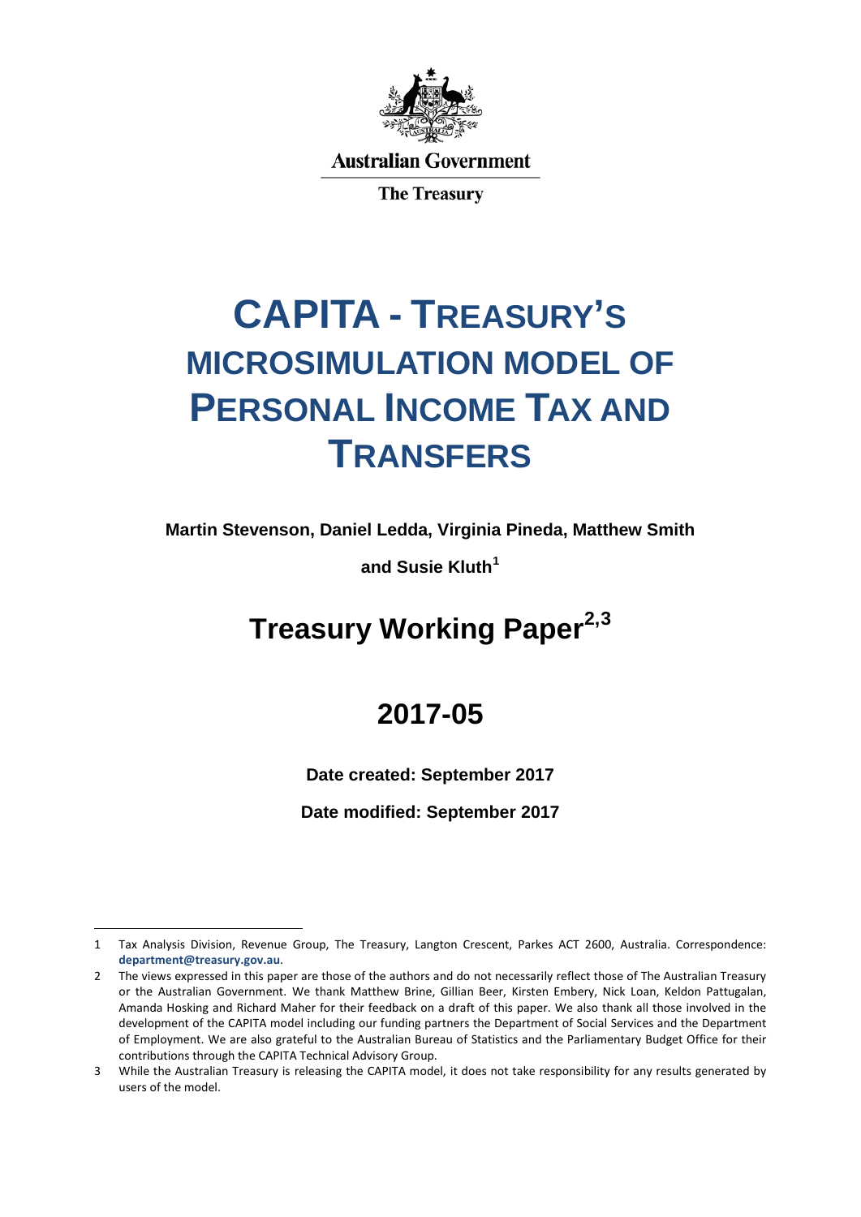Australian Government

The Treasury

# CAPITA - TREASURY'S MICROSIMULATION MODEL OF PERSONAL INCOME TAX AND TRANSFERS

**Martin Stevenson, Daniel Ledda, Virginia Pineda, Matthew Smith and Susie Kluth[1]**

## Treasury Working Paper[2,3]

## 2017-05

**Date created: September 2017**

**Date modified: September 2017**

---

1 Tax Analysis Division, Revenue Group, The Treasury, Langton Crescent, Parkes ACT 2600, Australia. Correspondence: **department@treasury.gov.au**.

2 The views expressed in this paper are those of the authors and do not necessarily reflect those of The Australian Treasury or the Australian Government. We thank Matthew Brine, Gillian Beer, Kirsten Embery, Nick Loan, Keldon Pattugalan, Amanda Hosking and Richard Maher for their feedback on a draft of this paper. We also thank all those involved in the development of the CAPITA model including our funding partners the Department of Social Services and the Department of Employment. We are also grateful to the Australian Bureau of Statistics and the Parliamentary Budget Office for their contributions through the CAPITA Technical Advisory Group.

3 While the Australian Treasury is releasing the CAPITA model, it does not take responsibility for any results generated by users of the model.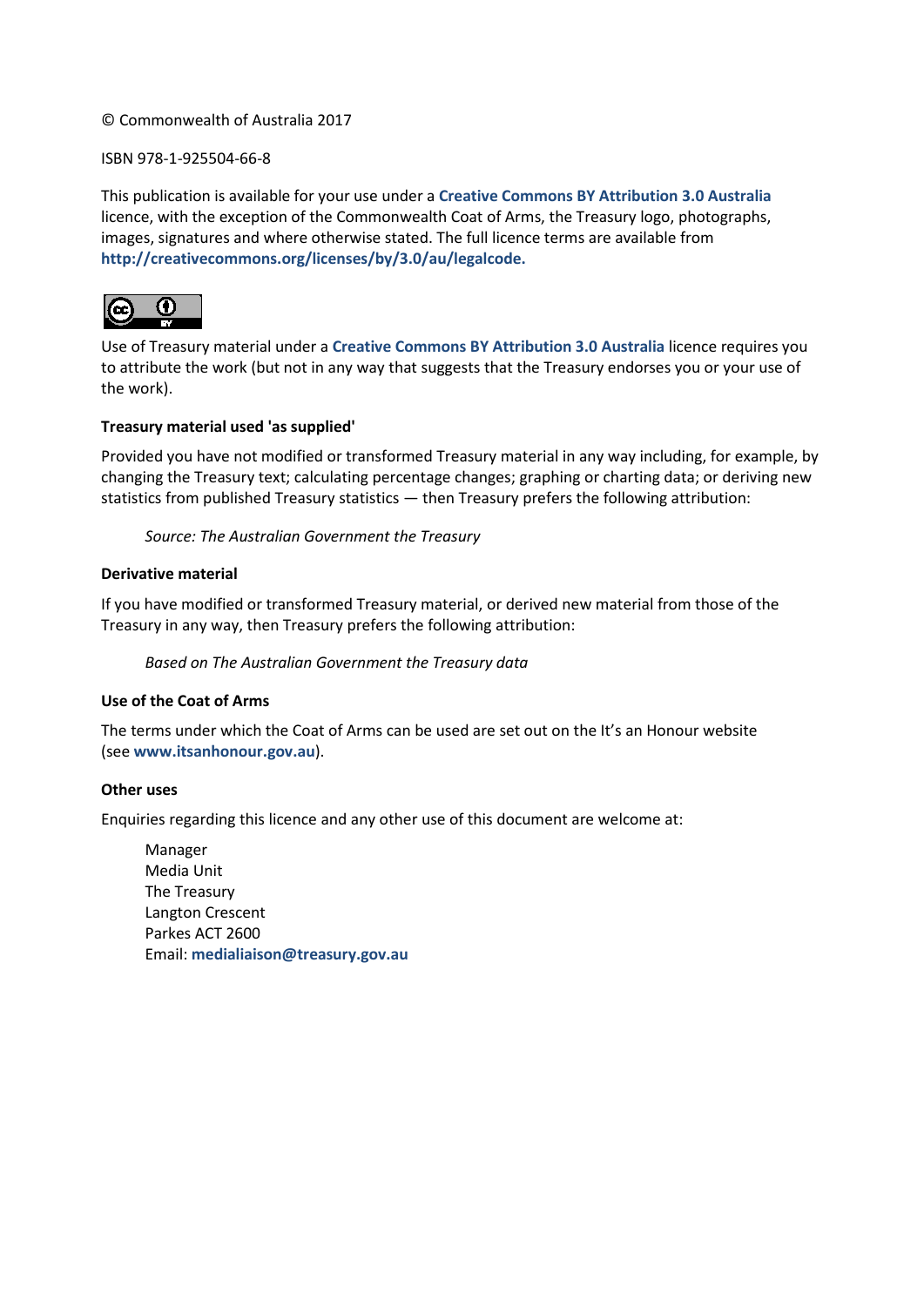© Commonwealth of Australia 2017

ISBN 978-1-925504-66-8

This publication is available for your use under a **Creative Commons BY Attribution 3.0 Australia** licence, with the exception of the Commonwealth Coat of Arms, the Treasury logo, photographs, images, signatures and where otherwise stated. The full licence terms are available from **http://creativecommons.org/licenses/by/3.0/au/legalcode.**

Use of Treasury material under a **Creative Commons BY Attribution 3.0 Australia** licence requires you to attribute the work (but not in any way that suggests that the Treasury endorses you or your use of the work).

**Treasury material used 'as supplied'**

Provided you have not modified or transformed Treasury material in any way including, for example, by changing the Treasury text; calculating percentage changes; graphing or charting data; or deriving new statistics from published Treasury statistics — then Treasury prefers the following attribution:

> *Source: The Australian Government the Treasury*

**Derivative material**

If you have modified or transformed Treasury material, or derived new material from those of the Treasury in any way, then Treasury prefers the following attribution:

> *Based on The Australian Government the Treasury data*

**Use of the Coat of Arms**

The terms under which the Coat of Arms can be used are set out on the It's an Honour website (see **www.itsanhonour.gov.au**).

**Other uses**

Enquiries regarding this licence and any other use of this document are welcome at:

> Manager
> Media Unit
> The Treasury
> Langton Crescent
> Parkes ACT 2600
> Email: **medialiaison@treasury.gov.au**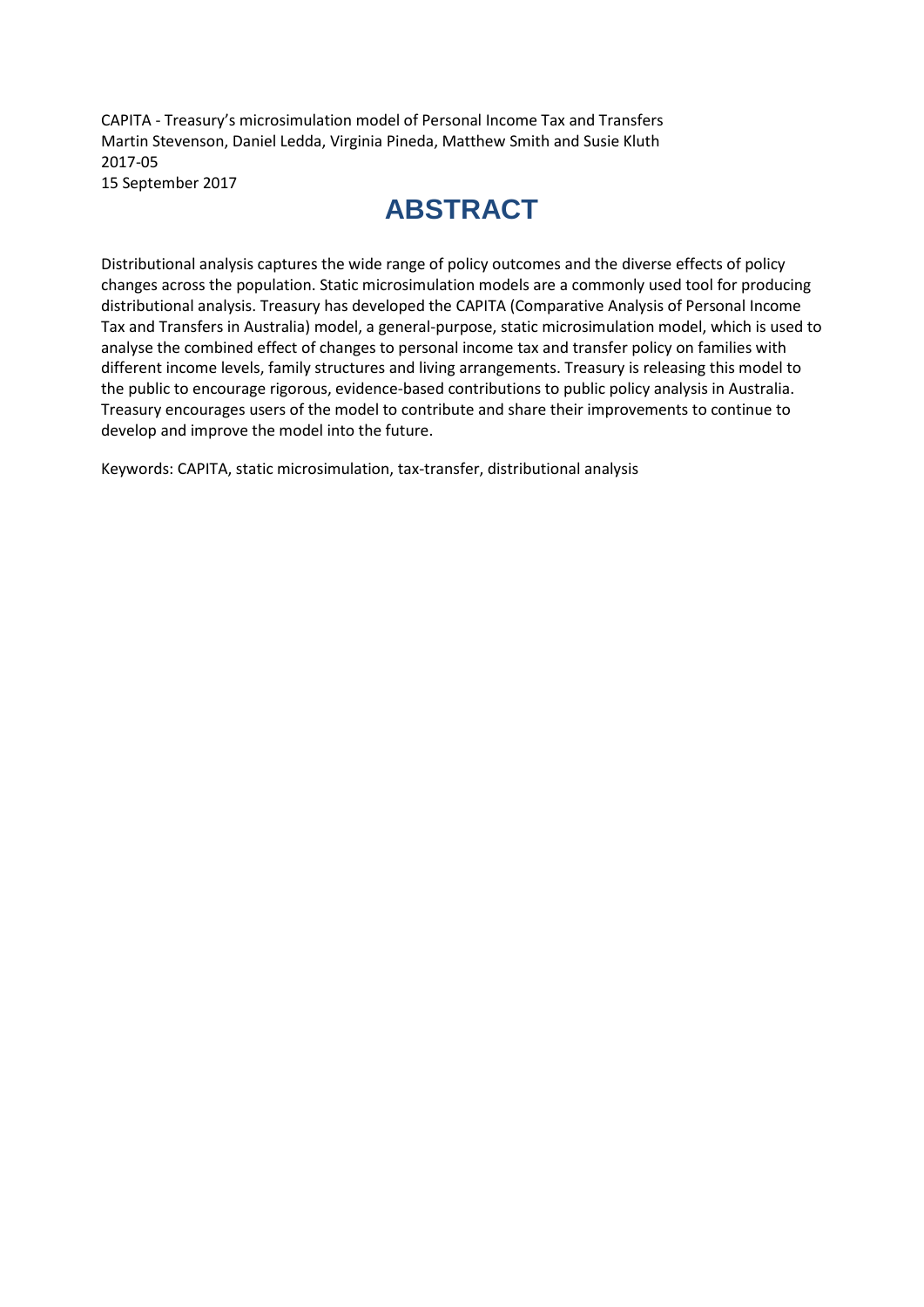CAPITA - Treasury's microsimulation model of Personal Income Tax and Transfers
Martin Stevenson, Daniel Ledda, Virginia Pineda, Matthew Smith and Susie Kluth
2017-05
15 September 2017

# ABSTRACT

Distributional analysis captures the wide range of policy outcomes and the diverse effects of policy changes across the population. Static microsimulation models are a commonly used tool for producing distributional analysis. Treasury has developed the CAPITA (Comparative Analysis of Personal Income Tax and Transfers in Australia) model, a general-purpose, static microsimulation model, which is used to analyse the combined effect of changes to personal income tax and transfer policy on families with different income levels, family structures and living arrangements. Treasury is releasing this model to the public to encourage rigorous, evidence-based contributions to public policy analysis in Australia. Treasury encourages users of the model to contribute and share their improvements to continue to develop and improve the model into the future.

Keywords: CAPITA, static microsimulation, tax-transfer, distributional analysis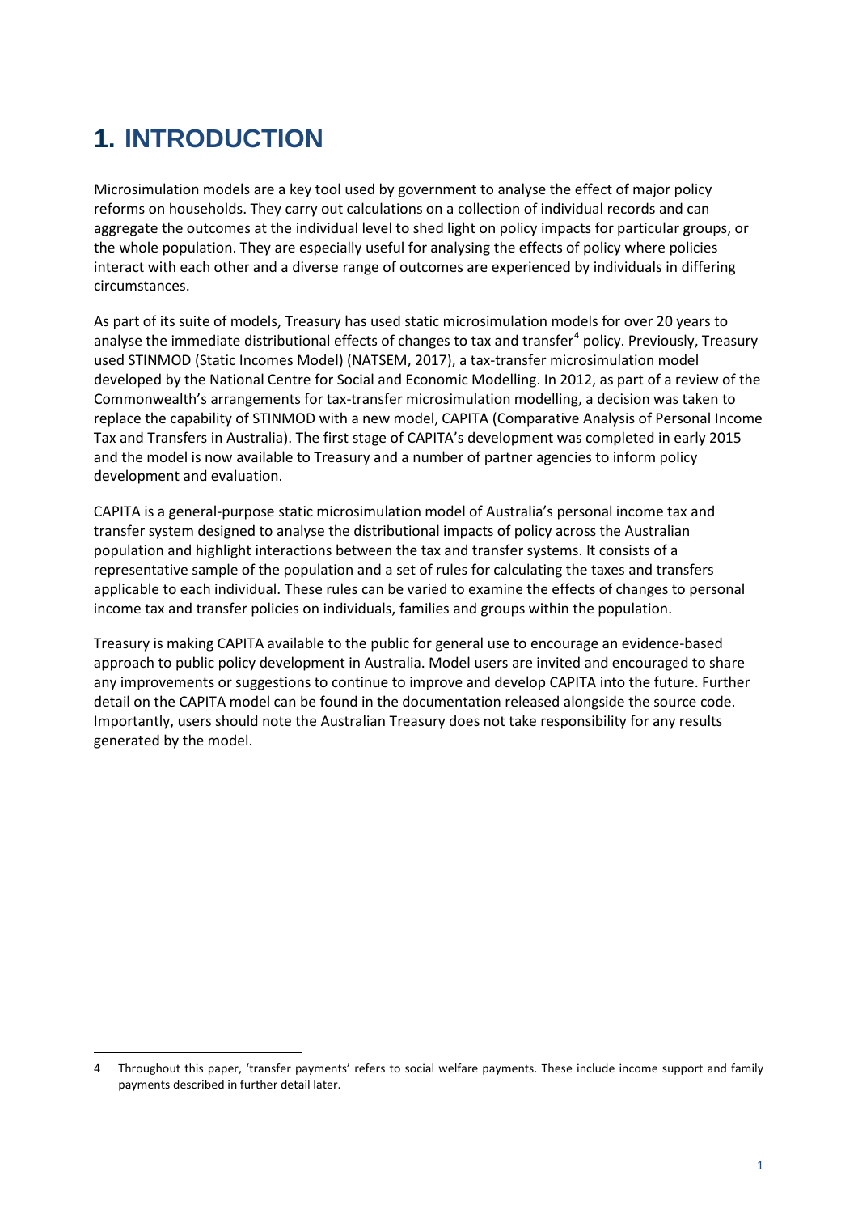# 1. INTRODUCTION

Microsimulation models are a key tool used by government to analyse the effect of major policy reforms on households. They carry out calculations on a collection of individual records and can aggregate the outcomes at the individual level to shed light on policy impacts for particular groups, or the whole population. They are especially useful for analysing the effects of policy where policies interact with each other and a diverse range of outcomes are experienced by individuals in differing circumstances.

As part of its suite of models, Treasury has used static microsimulation models for over 20 years to analyse the immediate distributional effects of changes to tax and transfer[4] policy. Previously, Treasury used STINMOD (Static Incomes Model) (NATSEM, 2017), a tax-transfer microsimulation model developed by the National Centre for Social and Economic Modelling. In 2012, as part of a review of the Commonwealth's arrangements for tax-transfer microsimulation modelling, a decision was taken to replace the capability of STINMOD with a new model, CAPITA (Comparative Analysis of Personal Income Tax and Transfers in Australia). The first stage of CAPITA's development was completed in early 2015 and the model is now available to Treasury and a number of partner agencies to inform policy development and evaluation.

CAPITA is a general-purpose static microsimulation model of Australia's personal income tax and transfer system designed to analyse the distributional impacts of policy across the Australian population and highlight interactions between the tax and transfer systems. It consists of a representative sample of the population and a set of rules for calculating the taxes and transfers applicable to each individual. These rules can be varied to examine the effects of changes to personal income tax and transfer policies on individuals, families and groups within the population.

Treasury is making CAPITA available to the public for general use to encourage an evidence-based approach to public policy development in Australia. Model users are invited and encouraged to share any improvements or suggestions to continue to improve and develop CAPITA into the future. Further detail on the CAPITA model can be found in the documentation released alongside the source code. Importantly, users should note the Australian Treasury does not take responsibility for any results generated by the model.

---

4 Throughout this paper, 'transfer payments' refers to social welfare payments. These include income support and family payments described in further detail later.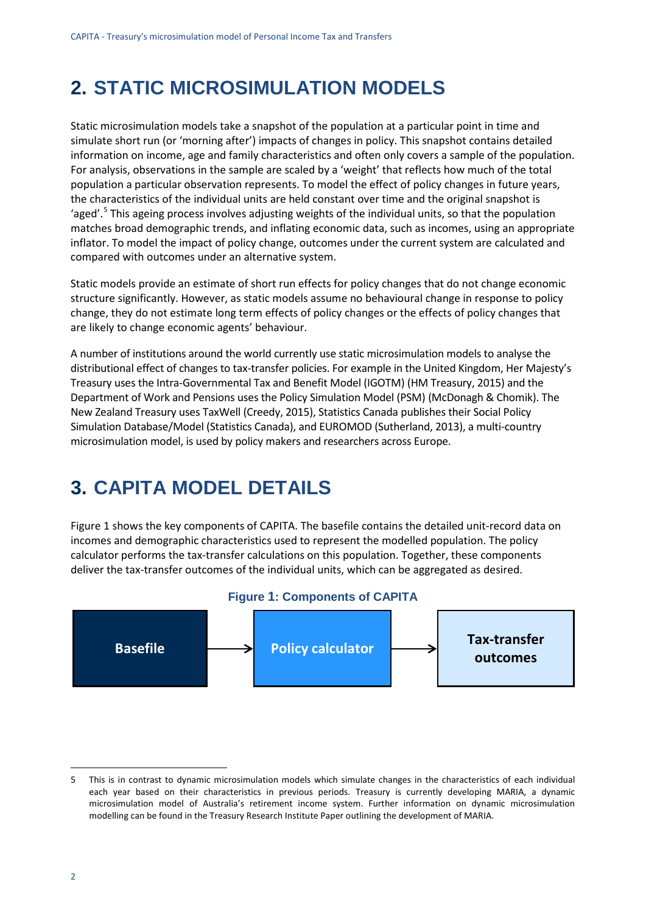# 2. STATIC MICROSIMULATION MODELS

Static microsimulation models take a snapshot of the population at a particular point in time and simulate short run (or 'morning after') impacts of changes in policy. This snapshot contains detailed information on income, age and family characteristics and often only covers a sample of the population. For analysis, observations in the sample are scaled by a 'weight' that reflects how much of the total population a particular observation represents. To model the effect of policy changes in future years, the characteristics of the individual units are held constant over time and the original snapshot is 'aged'.[5] This ageing process involves adjusting weights of the individual units, so that the population matches broad demographic trends, and inflating economic data, such as incomes, using an appropriate inflator. To model the impact of policy change, outcomes under the current system are calculated and compared with outcomes under an alternative system.

Static models provide an estimate of short run effects for policy changes that do not change economic structure significantly. However, as static models assume no behavioural change in response to policy change, they do not estimate long term effects of policy changes or the effects of policy changes that are likely to change economic agents' behaviour.

A number of institutions around the world currently use static microsimulation models to analyse the distributional effect of changes to tax-transfer policies. For example in the United Kingdom, Her Majesty's Treasury uses the Intra-Governmental Tax and Benefit Model (IGOTM) (HM Treasury, 2015) and the Department of Work and Pensions uses the Policy Simulation Model (PSM) (McDonagh & Chomik). The New Zealand Treasury uses TaxWell (Creedy, 2015), Statistics Canada publishes their Social Policy Simulation Database/Model (Statistics Canada), and EUROMOD (Sutherland, 2013), a multi-country microsimulation model, is used by policy makers and researchers across Europe.

# 3. CAPITA MODEL DETAILS

Figure 1 shows the key components of CAPITA. The basefile contains the detailed unit-record data on incomes and demographic characteristics used to represent the modelled population. The policy calculator performs the tax-transfer calculations on this population. Together, these components deliver the tax-transfer outcomes of the individual units, which can be aggregated as desired.

**Figure 1: Components of CAPITA**

Basefile → Policy calculator → Tax-transfer outcomes

---

5 This is in contrast to dynamic microsimulation models which simulate changes in the characteristics of each individual each year based on their characteristics in previous periods. Treasury is currently developing MARIA, a dynamic microsimulation model of Australia's retirement income system. Further information on dynamic microsimulation modelling can be found in the Treasury Research Institute Paper outlining the development of MARIA.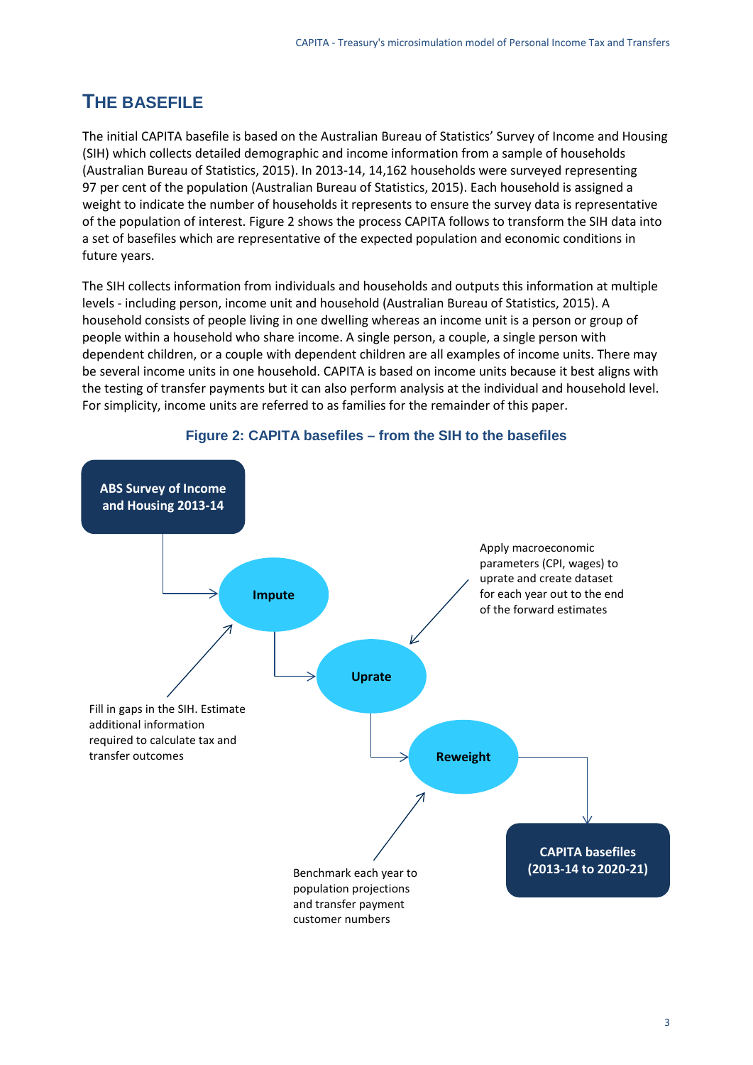## THE BASEFILE

The initial CAPITA basefile is based on the Australian Bureau of Statistics' Survey of Income and Housing (SIH) which collects detailed demographic and income information from a sample of households (Australian Bureau of Statistics, 2015). In 2013-14, 14,162 households were surveyed representing 97 per cent of the population (Australian Bureau of Statistics, 2015). Each household is assigned a weight to indicate the number of households it represents to ensure the survey data is representative of the population of interest. Figure 2 shows the process CAPITA follows to transform the SIH data into a set of basefiles which are representative of the expected population and economic conditions in future years.

The SIH collects information from individuals and households and outputs this information at multiple levels - including person, income unit and household (Australian Bureau of Statistics, 2015). A household consists of people living in one dwelling whereas an income unit is a person or group of people within a household who share income. A single person, a couple, a single person with dependent children, or a couple with dependent children are all examples of income units. There may be several income units in one household. CAPITA is based on income units because it best aligns with the testing of transfer payments but it can also perform analysis at the individual and household level. For simplicity, income units are referred to as families for the remainder of this paper.

**Figure 2: CAPITA basefiles – from the SIH to the basefiles**

**ABS Survey of Income and Housing 2013-14** → **Impute** → **Uprate** → **Reweight** → **CAPITA basefiles (2013-14 to 2020-21)**

- Impute: Fill in gaps in the SIH. Estimate additional information required to calculate tax and transfer outcomes
- Uprate: Apply macroeconomic parameters (CPI, wages) to uprate and create dataset for each year out to the end of the forward estimates
- Reweight: Benchmark each year to population projections and transfer payment customer numbers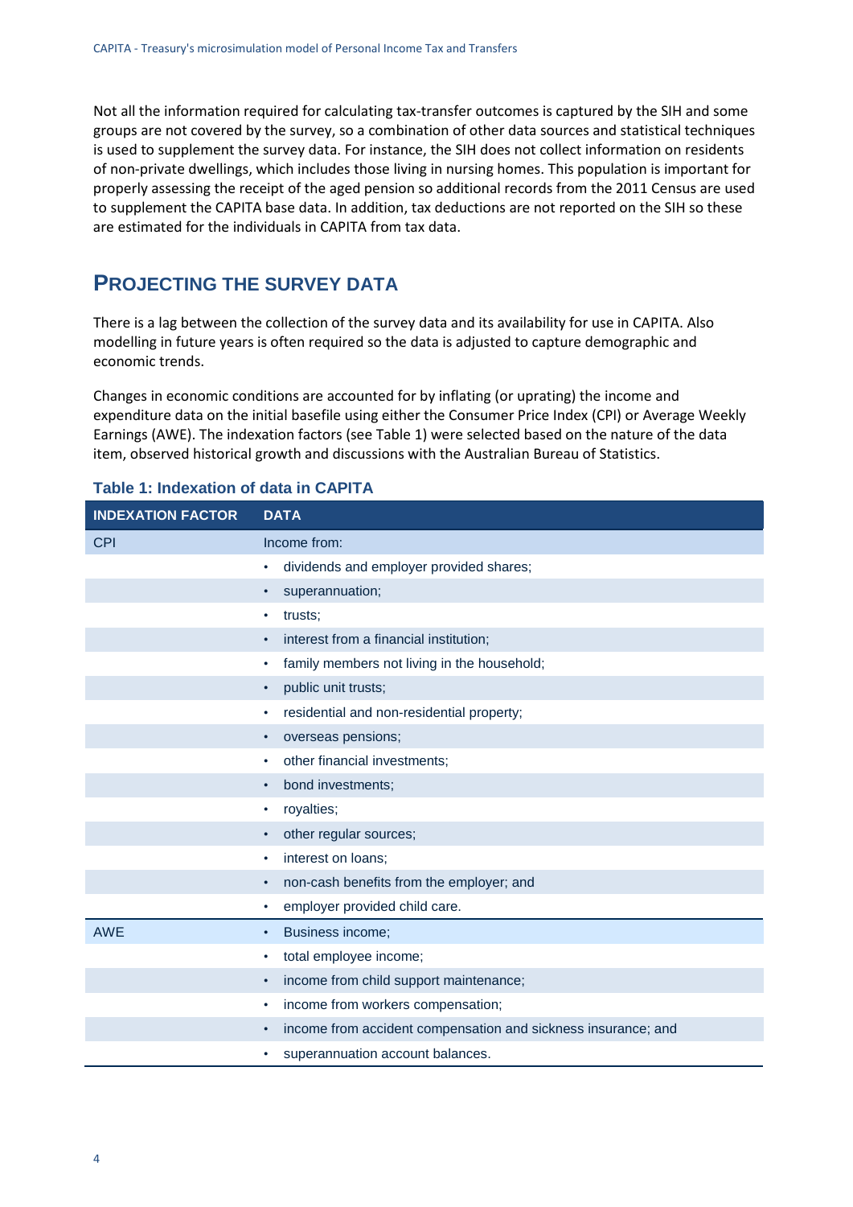Not all the information required for calculating tax-transfer outcomes is captured by the SIH and some groups are not covered by the survey, so a combination of other data sources and statistical techniques is used to supplement the survey data. For instance, the SIH does not collect information on residents of non-private dwellings, which includes those living in nursing homes. This population is important for properly assessing the receipt of the aged pension so additional records from the 2011 Census are used to supplement the CAPITA base data. In addition, tax deductions are not reported on the SIH so these are estimated for the individuals in CAPITA from tax data.

## PROJECTING THE SURVEY DATA

There is a lag between the collection of the survey data and its availability for use in CAPITA. Also modelling in future years is often required so the data is adjusted to capture demographic and economic trends.

Changes in economic conditions are accounted for by inflating (or uprating) the income and expenditure data on the initial basefile using either the Consumer Price Index (CPI) or Average Weekly Earnings (AWE). The indexation factors (see Table 1) were selected based on the nature of the data item, observed historical growth and discussions with the Australian Bureau of Statistics.

### Table 1: Indexation of data in CAPITA

| INDEXATION FACTOR | DATA |
|---|---|
| CPI | Income from: |
| | • dividends and employer provided shares; |
| | • superannuation; |
| | • trusts; |
| | • interest from a financial institution; |
| | • family members not living in the household; |
| | • public unit trusts; |
| | • residential and non-residential property; |
| | • overseas pensions; |
| | • other financial investments; |
| | • bond investments; |
| | • royalties; |
| | • other regular sources; |
| | • interest on loans; |
| | • non-cash benefits from the employer; and |
| | • employer provided child care. |
| AWE | • Business income; |
| | • total employee income; |
| | • income from child support maintenance; |
| | • income from workers compensation; |
| | • income from accident compensation and sickness insurance; and |
| | • superannuation account balances. |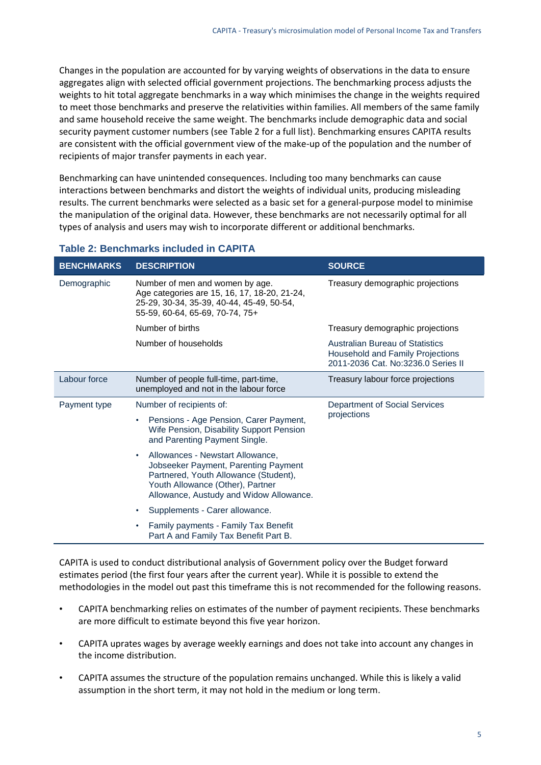Changes in the population are accounted for by varying weights of observations in the data to ensure aggregates align with selected official government projections. The benchmarking process adjusts the weights to hit total aggregate benchmarks in a way which minimises the change in the weights required to meet those benchmarks and preserve the relativities within families. All members of the same family and same household receive the same weight. The benchmarks include demographic data and social security payment customer numbers (see Table 2 for a full list). Benchmarking ensures CAPITA results are consistent with the official government view of the make-up of the population and the number of recipients of major transfer payments in each year.

Benchmarking can have unintended consequences. Including too many benchmarks can cause interactions between benchmarks and distort the weights of individual units, producing misleading results. The current benchmarks were selected as a basic set for a general-purpose model to minimise the manipulation of the original data. However, these benchmarks are not necessarily optimal for all types of analysis and users may wish to incorporate different or additional benchmarks.

### Table 2: Benchmarks included in CAPITA

| BENCHMARKS | DESCRIPTION | SOURCE |
|---|---|---|
| Demographic | Number of men and women by age. Age categories are 15, 16, 17, 18-20, 21-24, 25-29, 30-34, 35-39, 40-44, 45-49, 50-54, 55-59, 60-64, 65-69, 70-74, 75+ | Treasury demographic projections |
| | Number of births | Treasury demographic projections |
| | Number of households | Australian Bureau of Statistics Household and Family Projections 2011-2036 Cat. No:3236.0 Series II |
| Labour force | Number of people full-time, part-time, unemployed and not in the labour force | Treasury labour force projections |
| Payment type | Number of recipients of:<br>• Pensions - Age Pension, Carer Payment, Wife Pension, Disability Support Pension and Parenting Payment Single.<br>• Allowances - Newstart Allowance, Jobseeker Payment, Parenting Payment Partnered, Youth Allowance (Student), Youth Allowance (Other), Partner Allowance, Austudy and Widow Allowance.<br>• Supplements - Carer allowance.<br>• Family payments - Family Tax Benefit Part A and Family Tax Benefit Part B. | Department of Social Services projections |

CAPITA is used to conduct distributional analysis of Government policy over the Budget forward estimates period (the first four years after the current year). While it is possible to extend the methodologies in the model out past this timeframe this is not recommended for the following reasons.

- CAPITA benchmarking relies on estimates of the number of payment recipients. These benchmarks are more difficult to estimate beyond this five year horizon.
- CAPITA uprates wages by average weekly earnings and does not take into account any changes in the income distribution.
- CAPITA assumes the structure of the population remains unchanged. While this is likely a valid assumption in the short term, it may not hold in the medium or long term.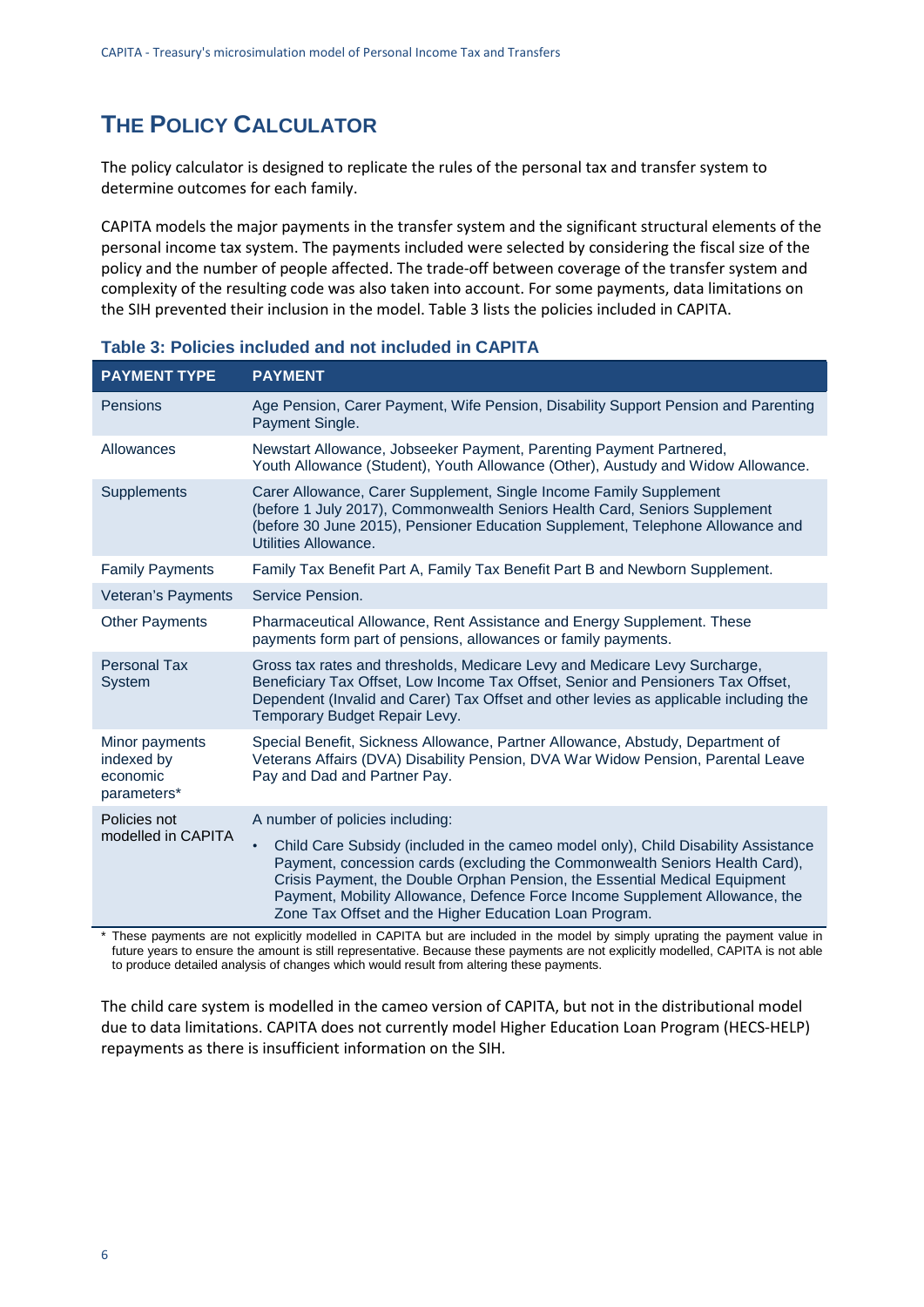## The Policy Calculator

The policy calculator is designed to replicate the rules of the personal tax and transfer system to determine outcomes for each family.

CAPITA models the major payments in the transfer system and the significant structural elements of the personal income tax system. The payments included were selected by considering the fiscal size of the policy and the number of people affected. The trade-off between coverage of the transfer system and complexity of the resulting code was also taken into account. For some payments, data limitations on the SIH prevented their inclusion in the model. Table 3 lists the policies included in CAPITA.

**Table 3: Policies included and not included in CAPITA**

| PAYMENT TYPE | PAYMENT |
|---|---|
| Pensions | Age Pension, Carer Payment, Wife Pension, Disability Support Pension and Parenting Payment Single. |
| Allowances | Newstart Allowance, Jobseeker Payment, Parenting Payment Partnered, Youth Allowance (Student), Youth Allowance (Other), Austudy and Widow Allowance. |
| Supplements | Carer Allowance, Carer Supplement, Single Income Family Supplement (before 1 July 2017), Commonwealth Seniors Health Card, Seniors Supplement (before 30 June 2015), Pensioner Education Supplement, Telephone Allowance and Utilities Allowance. |
| Family Payments | Family Tax Benefit Part A, Family Tax Benefit Part B and Newborn Supplement. |
| Veteran's Payments | Service Pension. |
| Other Payments | Pharmaceutical Allowance, Rent Assistance and Energy Supplement. These payments form part of pensions, allowances or family payments. |
| Personal Tax System | Gross tax rates and thresholds, Medicare Levy and Medicare Levy Surcharge, Beneficiary Tax Offset, Low Income Tax Offset, Senior and Pensioners Tax Offset, Dependent (Invalid and Carer) Tax Offset and other levies as applicable including the Temporary Budget Repair Levy. |
| Minor payments indexed by economic parameters* | Special Benefit, Sickness Allowance, Partner Allowance, Abstudy, Department of Veterans Affairs (DVA) Disability Pension, DVA War Widow Pension, Parental Leave Pay and Dad and Partner Pay. |
| Policies not modelled in CAPITA | A number of policies including: <br> • Child Care Subsidy (included in the cameo model only), Child Disability Assistance Payment, concession cards (excluding the Commonwealth Seniors Health Card), Crisis Payment, the Double Orphan Pension, the Essential Medical Equipment Payment, Mobility Allowance, Defence Force Income Supplement Allowance, the Zone Tax Offset and the Higher Education Loan Program. |

* These payments are not explicitly modelled in CAPITA but are included in the model by simply uprating the payment value in future years to ensure the amount is still representative. Because these payments are not explicitly modelled, CAPITA is not able to produce detailed analysis of changes which would result from altering these payments.

The child care system is modelled in the cameo version of CAPITA, but not in the distributional model due to data limitations. CAPITA does not currently model Higher Education Loan Program (HECS-HELP) repayments as there is insufficient information on the SIH.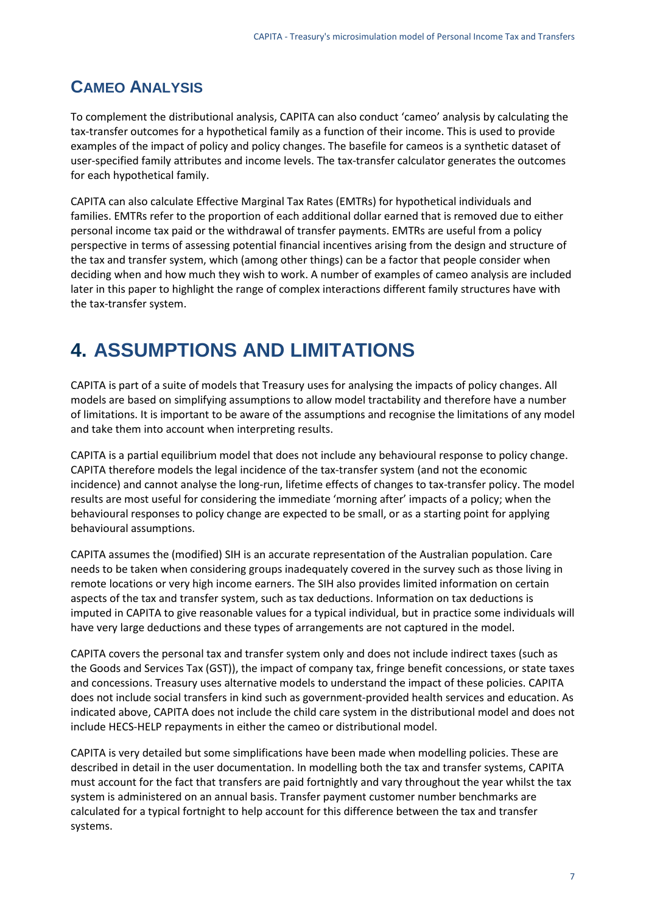## CAMEO ANALYSIS

To complement the distributional analysis, CAPITA can also conduct 'cameo' analysis by calculating the tax-transfer outcomes for a hypothetical family as a function of their income. This is used to provide examples of the impact of policy and policy changes. The basefile for cameos is a synthetic dataset of user-specified family attributes and income levels. The tax-transfer calculator generates the outcomes for each hypothetical family.

CAPITA can also calculate Effective Marginal Tax Rates (EMTRs) for hypothetical individuals and families. EMTRs refer to the proportion of each additional dollar earned that is removed due to either personal income tax paid or the withdrawal of transfer payments. EMTRs are useful from a policy perspective in terms of assessing potential financial incentives arising from the design and structure of the tax and transfer system, which (among other things) can be a factor that people consider when deciding when and how much they wish to work. A number of examples of cameo analysis are included later in this paper to highlight the range of complex interactions different family structures have with the tax-transfer system.

# 4. ASSUMPTIONS AND LIMITATIONS

CAPITA is part of a suite of models that Treasury uses for analysing the impacts of policy changes. All models are based on simplifying assumptions to allow model tractability and therefore have a number of limitations. It is important to be aware of the assumptions and recognise the limitations of any model and take them into account when interpreting results.

CAPITA is a partial equilibrium model that does not include any behavioural response to policy change. CAPITA therefore models the legal incidence of the tax-transfer system (and not the economic incidence) and cannot analyse the long-run, lifetime effects of changes to tax-transfer policy. The model results are most useful for considering the immediate 'morning after' impacts of a policy; when the behavioural responses to policy change are expected to be small, or as a starting point for applying behavioural assumptions.

CAPITA assumes the (modified) SIH is an accurate representation of the Australian population. Care needs to be taken when considering groups inadequately covered in the survey such as those living in remote locations or very high income earners. The SIH also provides limited information on certain aspects of the tax and transfer system, such as tax deductions. Information on tax deductions is imputed in CAPITA to give reasonable values for a typical individual, but in practice some individuals will have very large deductions and these types of arrangements are not captured in the model.

CAPITA covers the personal tax and transfer system only and does not include indirect taxes (such as the Goods and Services Tax (GST)), the impact of company tax, fringe benefit concessions, or state taxes and concessions. Treasury uses alternative models to understand the impact of these policies. CAPITA does not include social transfers in kind such as government-provided health services and education. As indicated above, CAPITA does not include the child care system in the distributional model and does not include HECS-HELP repayments in either the cameo or distributional model.

CAPITA is very detailed but some simplifications have been made when modelling policies. These are described in detail in the user documentation. In modelling both the tax and transfer systems, CAPITA must account for the fact that transfers are paid fortnightly and vary throughout the year whilst the tax system is administered on an annual basis. Transfer payment customer number benchmarks are calculated for a typical fortnight to help account for this difference between the tax and transfer systems.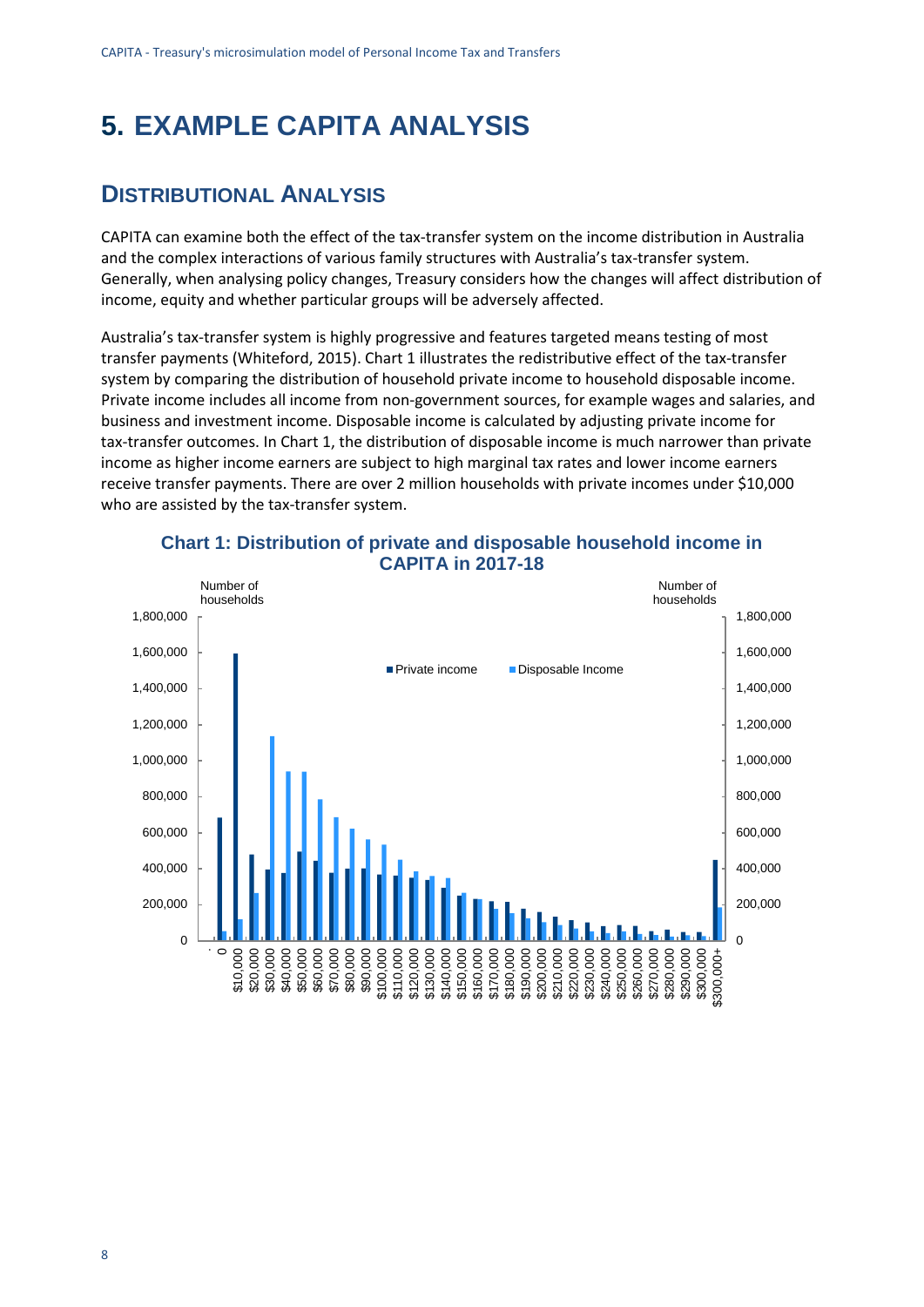# 5. EXAMPLE CAPITA ANALYSIS

## DISTRIBUTIONAL ANALYSIS

CAPITA can examine both the effect of the tax-transfer system on the income distribution in Australia and the complex interactions of various family structures with Australia's tax-transfer system. Generally, when analysing policy changes, Treasury considers how the changes will affect distribution of income, equity and whether particular groups will be adversely affected.

Australia's tax-transfer system is highly progressive and features targeted means testing of most transfer payments (Whiteford, 2015). Chart 1 illustrates the redistributive effect of the tax-transfer system by comparing the distribution of household private income to household disposable income. Private income includes all income from non-government sources, for example wages and salaries, and business and investment income. Disposable income is calculated by adjusting private income for tax-transfer outcomes. In Chart 1, the distribution of disposable income is much narrower than private income as higher income earners are subject to high marginal tax rates and lower income earners receive transfer payments. There are over 2 million households with private incomes under $10,000 who are assisted by the tax-transfer system.

**Chart 1: Distribution of private and disposable household income in CAPITA in 2017-18**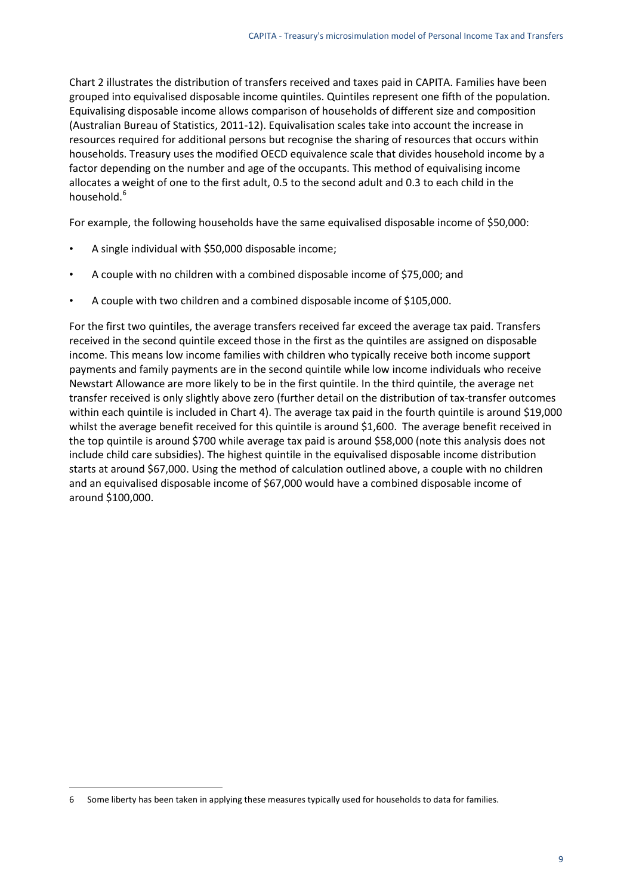Chart 2 illustrates the distribution of transfers received and taxes paid in CAPITA. Families have been grouped into equivalised disposable income quintiles. Quintiles represent one fifth of the population. Equivalising disposable income allows comparison of households of different size and composition (Australian Bureau of Statistics, 2011-12). Equivalisation scales take into account the increase in resources required for additional persons but recognise the sharing of resources that occurs within households. Treasury uses the modified OECD equivalence scale that divides household income by a factor depending on the number and age of the occupants. This method of equivalising income allocates a weight of one to the first adult, 0.5 to the second adult and 0.3 to each child in the household.[6]

For example, the following households have the same equivalised disposable income of $50,000:

- A single individual with $50,000 disposable income;
- A couple with no children with a combined disposable income of $75,000; and
- A couple with two children and a combined disposable income of $105,000.

For the first two quintiles, the average transfers received far exceed the average tax paid. Transfers received in the second quintile exceed those in the first as the quintiles are assigned on disposable income. This means low income families with children who typically receive both income support payments and family payments are in the second quintile while low income individuals who receive Newstart Allowance are more likely to be in the first quintile. In the third quintile, the average net transfer received is only slightly above zero (further detail on the distribution of tax-transfer outcomes within each quintile is included in Chart 4). The average tax paid in the fourth quintile is around $19,000 whilst the average benefit received for this quintile is around $1,600. The average benefit received in the top quintile is around $700 while average tax paid is around $58,000 (note this analysis does not include child care subsidies). The highest quintile in the equivalised disposable income distribution starts at around $67,000. Using the method of calculation outlined above, a couple with no children and an equivalised disposable income of $67,000 would have a combined disposable income of around $100,000.

---

6 Some liberty has been taken in applying these measures typically used for households to data for families.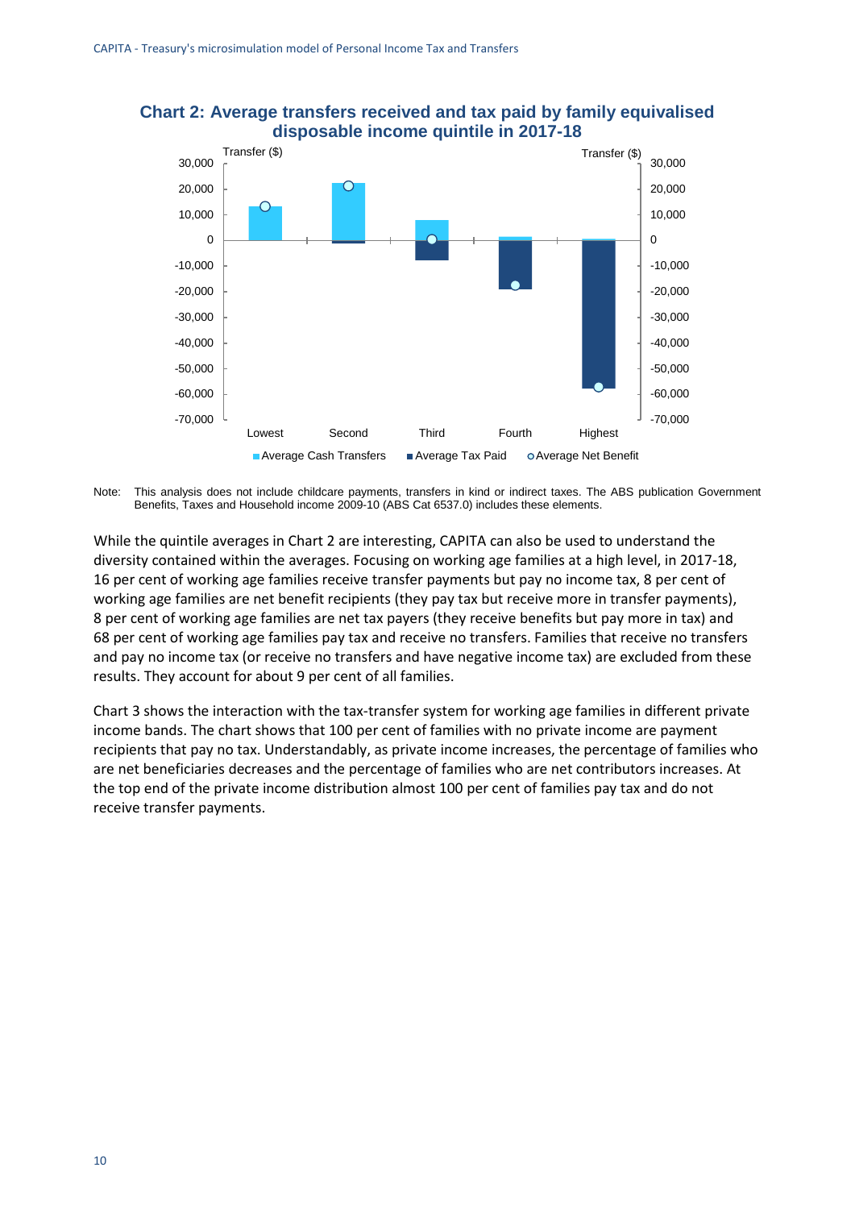**Chart 2: Average transfers received and tax paid by family equivalised disposable income quintile in 2017-18**

Note: This analysis does not include childcare payments, transfers in kind or indirect taxes. The ABS publication Government Benefits, Taxes and Household income 2009-10 (ABS Cat 6537.0) includes these elements.

While the quintile averages in Chart 2 are interesting, CAPITA can also be used to understand the diversity contained within the averages. Focusing on working age families at a high level, in 2017-18, 16 per cent of working age families receive transfer payments but pay no income tax, 8 per cent of working age families are net benefit recipients (they pay tax but receive more in transfer payments), 8 per cent of working age families are net tax payers (they receive benefits but pay more in tax) and 68 per cent of working age families pay tax and receive no transfers. Families that receive no transfers and pay no income tax (or receive no transfers and have negative income tax) are excluded from these results. They account for about 9 per cent of all families.

Chart 3 shows the interaction with the tax-transfer system for working age families in different private income bands. The chart shows that 100 per cent of families with no private income are payment recipients that pay no tax. Understandably, as private income increases, the percentage of families who are net beneficiaries decreases and the percentage of families who are net contributors increases. At the top end of the private income distribution almost 100 per cent of families pay tax and do not receive transfer payments.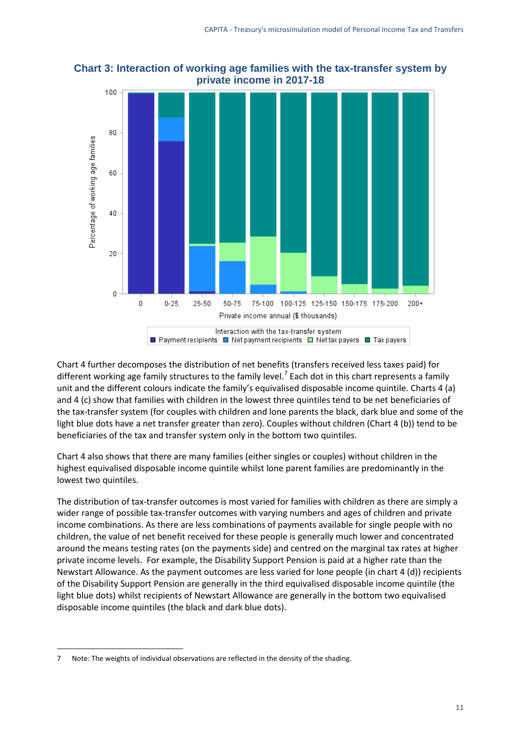**Chart 3: Interaction of working age families with the tax-transfer system by private income in 2017-18**

Chart 4 further decomposes the distribution of net benefits (transfers received less taxes paid) for different working age family structures to the family level.[7] Each dot in this chart represents a family unit and the different colours indicate the family's equivalised disposable income quintile. Charts 4 (a) and 4 (c) show that families with children in the lowest three quintiles tend to be net beneficiaries of the tax-transfer system (for couples with children and lone parents the black, dark blue and some of the light blue dots have a net transfer greater than zero). Couples without children (Chart 4 (b)) tend to be beneficiaries of the tax and transfer system only in the bottom two quintiles.

Chart 4 also shows that there are many families (either singles or couples) without children in the highest equivalised disposable income quintile whilst lone parent families are predominantly in the lowest two quintiles.

The distribution of tax-transfer outcomes is most varied for families with children as there are simply a wider range of possible tax-transfer outcomes with varying numbers and ages of children and private income combinations. As there are less combinations of payments available for single people with no children, the value of net benefit received for these people is generally much lower and concentrated around the means testing rates (on the payments side) and centred on the marginal tax rates at higher private income levels. For example, the Disability Support Pension is paid at a higher rate than the Newstart Allowance. As the payment outcomes are less varied for lone people (in chart 4 (d)) recipients of the Disability Support Pension are generally in the third equivalised disposable income quintile (the light blue dots) whilst recipients of Newstart Allowance are generally in the bottom two equivalised disposable income quintiles (the black and dark blue dots).

7 Note: The weights of individual observations are reflected in the density of the shading.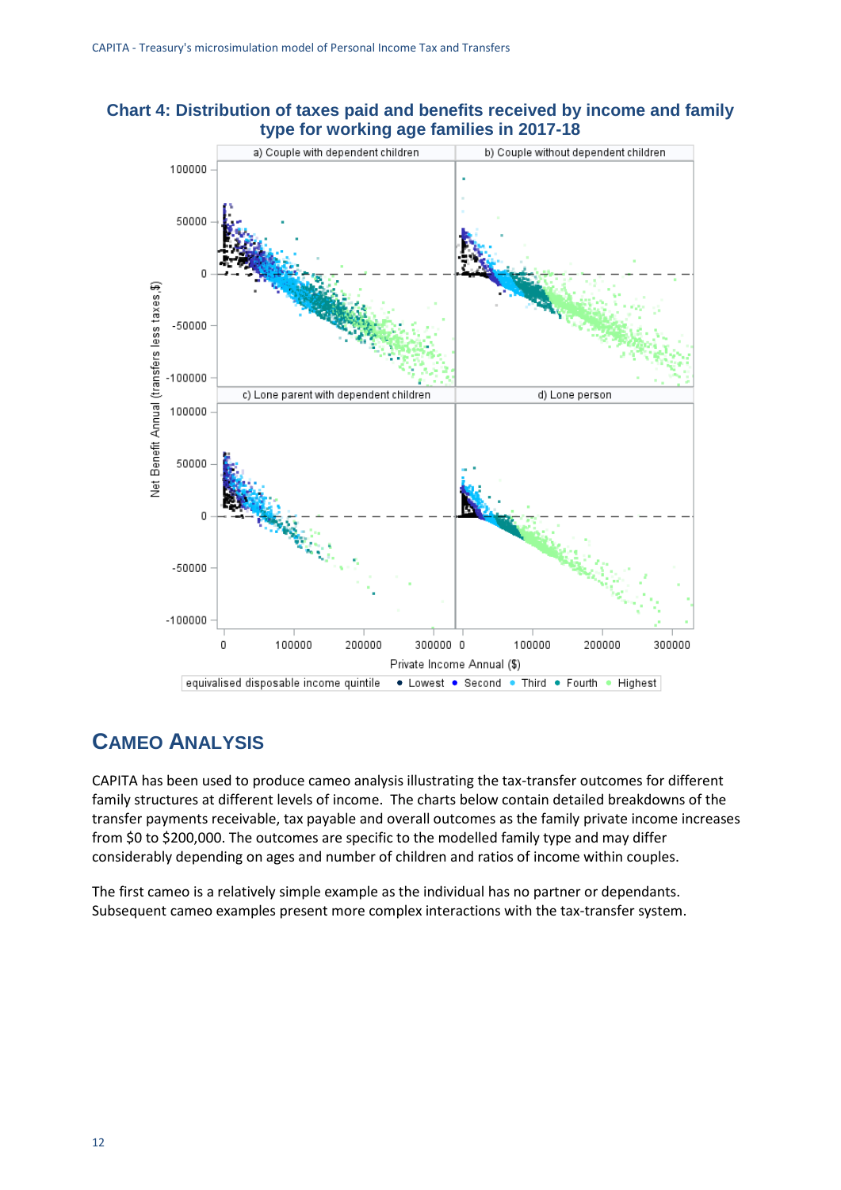**Chart 4: Distribution of taxes paid and benefits received by income and family type for working age families in 2017-18**

# CAMEO ANALYSIS

CAPITA has been used to produce cameo analysis illustrating the tax-transfer outcomes for different family structures at different levels of income. The charts below contain detailed breakdowns of the transfer payments receivable, tax payable and overall outcomes as the family private income increases from $0 to $200,000. The outcomes are specific to the modelled family type and may differ considerably depending on ages and number of children and ratios of income within couples.

The first cameo is a relatively simple example as the individual has no partner or dependants. Subsequent cameo examples present more complex interactions with the tax-transfer system.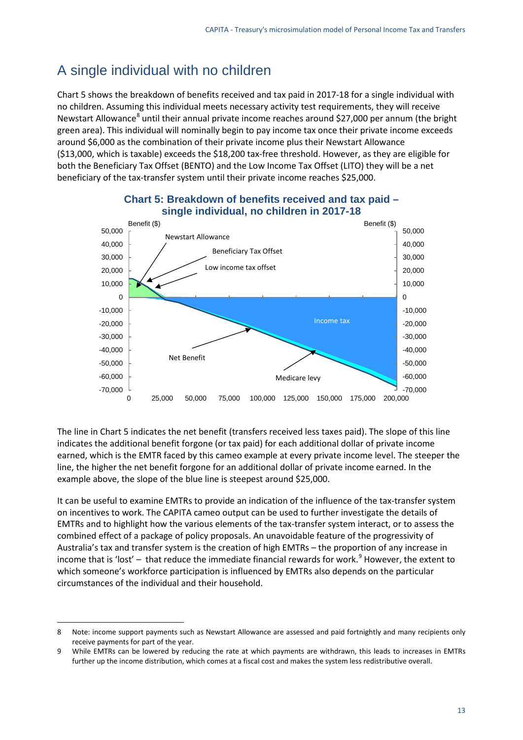## A single individual with no children

Chart 5 shows the breakdown of benefits received and tax paid in 2017-18 for a single individual with no children. Assuming this individual meets necessary activity test requirements, they will receive Newstart Allowance[8] until their annual private income reaches around $27,000 per annum (the bright green area). This individual will nominally begin to pay income tax once their private income exceeds around $6,000 as the combination of their private income plus their Newstart Allowance ($13,000, which is taxable) exceeds the $18,200 tax-free threshold. However, as they are eligible for both the Beneficiary Tax Offset (BENTO) and the Low Income Tax Offset (LITO) they will be a net beneficiary of the tax-transfer system until their private income reaches $25,000.

**Chart 5: Breakdown of benefits received and tax paid – single individual, no children in 2017-18**

The line in Chart 5 indicates the net benefit (transfers received less taxes paid). The slope of this line indicates the additional benefit forgone (or tax paid) for each additional dollar of private income earned, which is the EMTR faced by this cameo example at every private income level. The steeper the line, the higher the net benefit forgone for an additional dollar of private income earned. In the example above, the slope of the blue line is steepest around $25,000.

It can be useful to examine EMTRs to provide an indication of the influence of the tax-transfer system on incentives to work. The CAPITA cameo output can be used to further investigate the details of EMTRs and to highlight how the various elements of the tax-transfer system interact, or to assess the combined effect of a package of policy proposals. An unavoidable feature of the progressivity of Australia's tax and transfer system is the creation of high EMTRs – the proportion of any increase in income that is 'lost' – that reduce the immediate financial rewards for work.[9] However, the extent to which someone's workforce participation is influenced by EMTRs also depends on the particular circumstances of the individual and their household.

8 Note: income support payments such as Newstart Allowance are assessed and paid fortnightly and many recipients only receive payments for part of the year.

9 While EMTRs can be lowered by reducing the rate at which payments are withdrawn, this leads to increases in EMTRs further up the income distribution, which comes at a fiscal cost and makes the system less redistributive overall.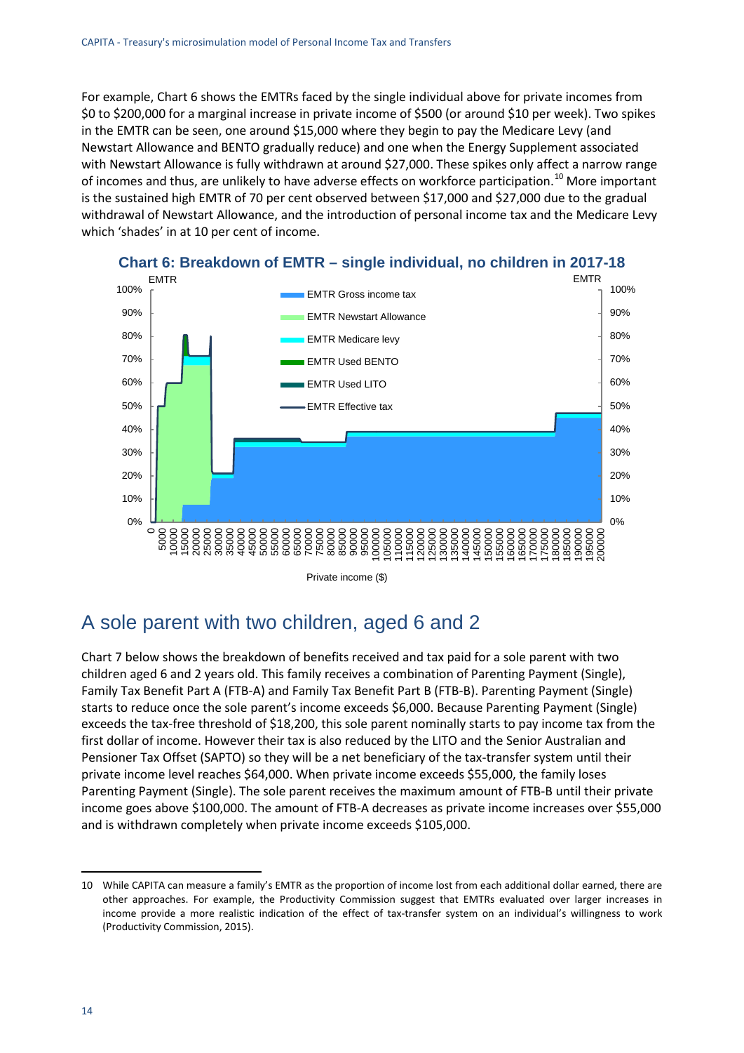For example, Chart 6 shows the EMTRs faced by the single individual above for private incomes from $0 to $200,000 for a marginal increase in private income of $500 (or around $10 per week). Two spikes in the EMTR can be seen, one around $15,000 where they begin to pay the Medicare Levy (and Newstart Allowance and BENTO gradually reduce) and one when the Energy Supplement associated with Newstart Allowance is fully withdrawn at around $27,000. These spikes only affect a narrow range of incomes and thus, are unlikely to have adverse effects on workforce participation.[10] More important is the sustained high EMTR of 70 per cent observed between $17,000 and $27,000 due to the gradual withdrawal of Newstart Allowance, and the introduction of personal income tax and the Medicare Levy which 'shades' in at 10 per cent of income.

**Chart 6: Breakdown of EMTR – single individual, no children in 2017-18**

## A sole parent with two children, aged 6 and 2

Chart 7 below shows the breakdown of benefits received and tax paid for a sole parent with two children aged 6 and 2 years old. This family receives a combination of Parenting Payment (Single), Family Tax Benefit Part A (FTB-A) and Family Tax Benefit Part B (FTB-B). Parenting Payment (Single) starts to reduce once the sole parent's income exceeds $6,000. Because Parenting Payment (Single) exceeds the tax-free threshold of $18,200, this sole parent nominally starts to pay income tax from the first dollar of income. However their tax is also reduced by the LITO and the Senior Australian and Pensioner Tax Offset (SAPTO) so they will be a net beneficiary of the tax-transfer system until their private income level reaches $64,000. When private income exceeds $55,000, the family loses Parenting Payment (Single). The sole parent receives the maximum amount of FTB-B until their private income goes above $100,000. The amount of FTB-A decreases as private income increases over $55,000 and is withdrawn completely when private income exceeds $105,000.

---

10 While CAPITA can measure a family's EMTR as the proportion of income lost from each additional dollar earned, there are other approaches. For example, the Productivity Commission suggest that EMTRs evaluated over larger increases in income provide a more realistic indication of the effect of tax-transfer system on an individual's willingness to work (Productivity Commission, 2015).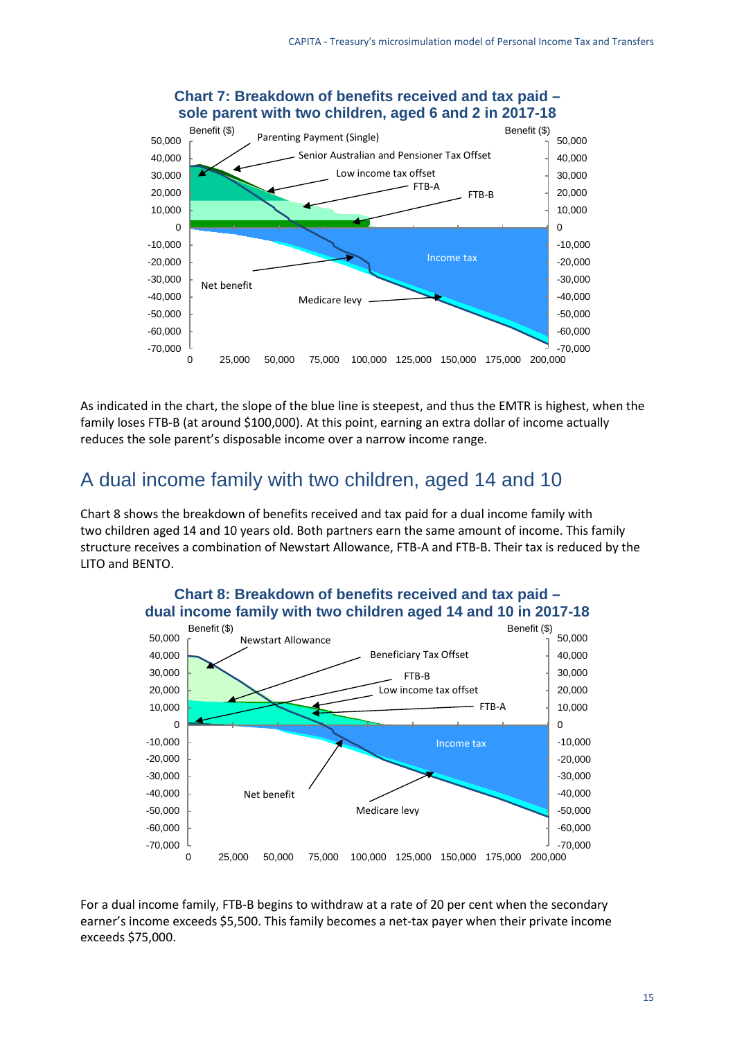**Chart 7: Breakdown of benefits received and tax paid – sole parent with two children, aged 6 and 2 in 2017-18**

As indicated in the chart, the slope of the blue line is steepest, and thus the EMTR is highest, when the family loses FTB-B (at around $100,000). At this point, earning an extra dollar of income actually reduces the sole parent's disposable income over a narrow income range.

## A dual income family with two children, aged 14 and 10

Chart 8 shows the breakdown of benefits received and tax paid for a dual income family with two children aged 14 and 10 years old. Both partners earn the same amount of income. This family structure receives a combination of Newstart Allowance, FTB-A and FTB-B. Their tax is reduced by the LITO and BENTO.

**Chart 8: Breakdown of benefits received and tax paid – dual income family with two children aged 14 and 10 in 2017-18**

For a dual income family, FTB-B begins to withdraw at a rate of 20 per cent when the secondary earner's income exceeds $5,500. This family becomes a net-tax payer when their private income exceeds $75,000.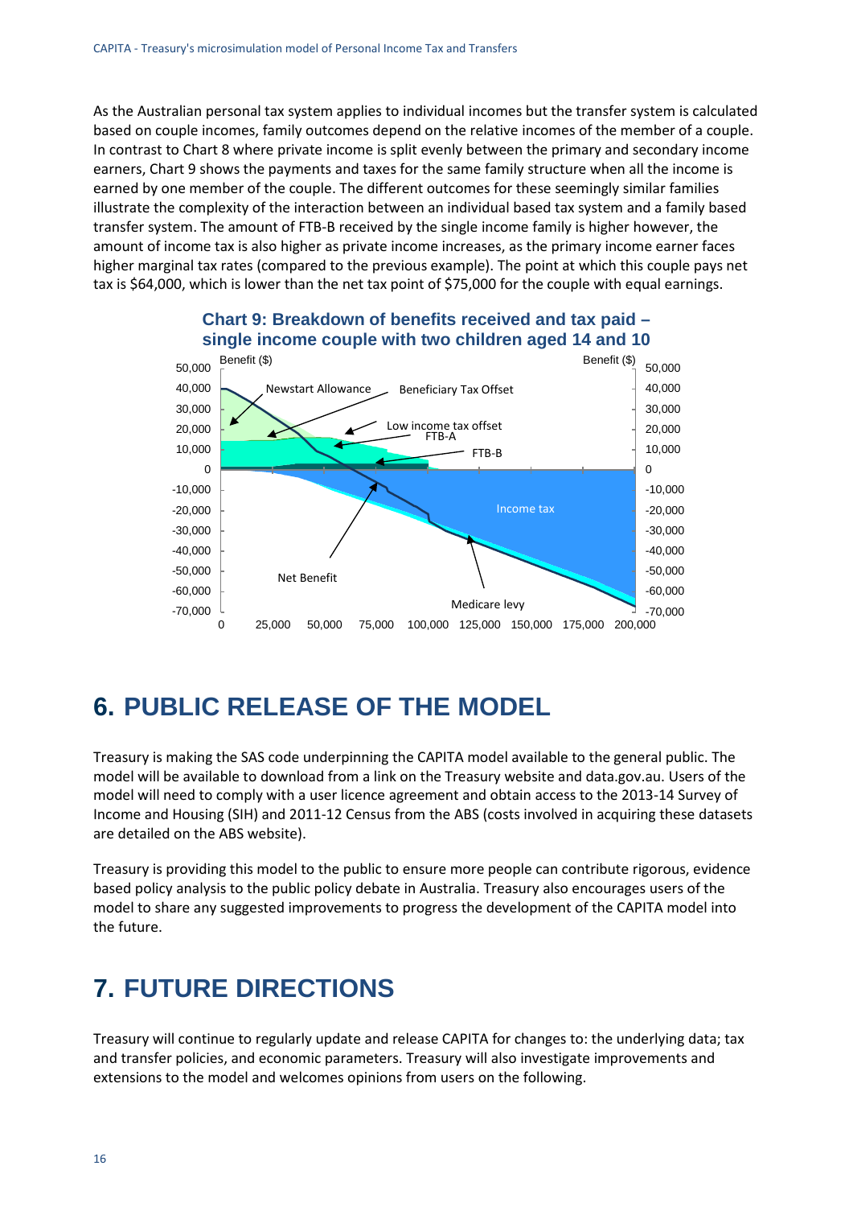As the Australian personal tax system applies to individual incomes but the transfer system is calculated based on couple incomes, family outcomes depend on the relative incomes of the member of a couple. In contrast to Chart 8 where private income is split evenly between the primary and secondary income earners, Chart 9 shows the payments and taxes for the same family structure when all the income is earned by one member of the couple. The different outcomes for these seemingly similar families illustrate the complexity of the interaction between an individual based tax system and a family based transfer system. The amount of FTB-B received by the single income family is higher however, the amount of income tax is also higher as private income increases, as the primary income earner faces higher marginal tax rates (compared to the previous example). The point at which this couple pays net tax is $64,000, which is lower than the net tax point of $75,000 for the couple with equal earnings.

**Chart 9: Breakdown of benefits received and tax paid – single income couple with two children aged 14 and 10**

# 6. PUBLIC RELEASE OF THE MODEL

Treasury is making the SAS code underpinning the CAPITA model available to the general public. The model will be available to download from a link on the Treasury website and data.gov.au. Users of the model will need to comply with a user licence agreement and obtain access to the 2013-14 Survey of Income and Housing (SIH) and 2011-12 Census from the ABS (costs involved in acquiring these datasets are detailed on the ABS website).

Treasury is providing this model to the public to ensure more people can contribute rigorous, evidence based policy analysis to the public policy debate in Australia. Treasury also encourages users of the model to share any suggested improvements to progress the development of the CAPITA model into the future.

# 7. FUTURE DIRECTIONS

Treasury will continue to regularly update and release CAPITA for changes to: the underlying data; tax and transfer policies, and economic parameters. Treasury will also investigate improvements and extensions to the model and welcomes opinions from users on the following.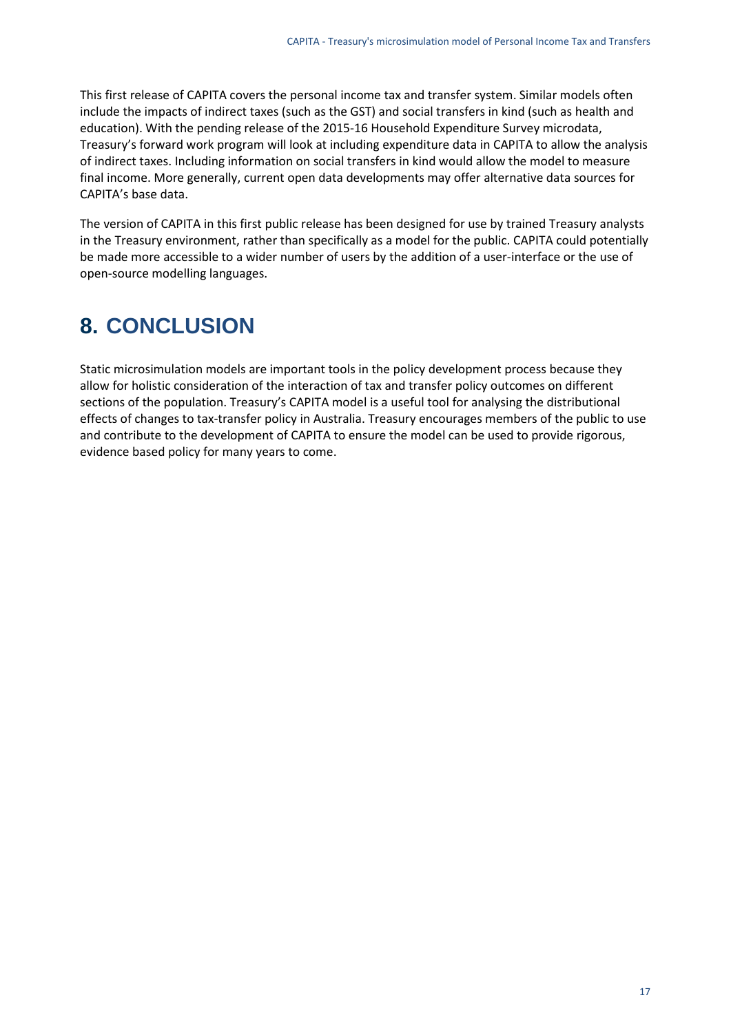This first release of CAPITA covers the personal income tax and transfer system. Similar models often include the impacts of indirect taxes (such as the GST) and social transfers in kind (such as health and education). With the pending release of the 2015-16 Household Expenditure Survey microdata, Treasury's forward work program will look at including expenditure data in CAPITA to allow the analysis of indirect taxes. Including information on social transfers in kind would allow the model to measure final income. More generally, current open data developments may offer alternative data sources for CAPITA's base data.

The version of CAPITA in this first public release has been designed for use by trained Treasury analysts in the Treasury environment, rather than specifically as a model for the public. CAPITA could potentially be made more accessible to a wider number of users by the addition of a user-interface or the use of open-source modelling languages.

# 8. CONCLUSION

Static microsimulation models are important tools in the policy development process because they allow for holistic consideration of the interaction of tax and transfer policy outcomes on different sections of the population. Treasury's CAPITA model is a useful tool for analysing the distributional effects of changes to tax-transfer policy in Australia. Treasury encourages members of the public to use and contribute to the development of CAPITA to ensure the model can be used to provide rigorous, evidence based policy for many years to come.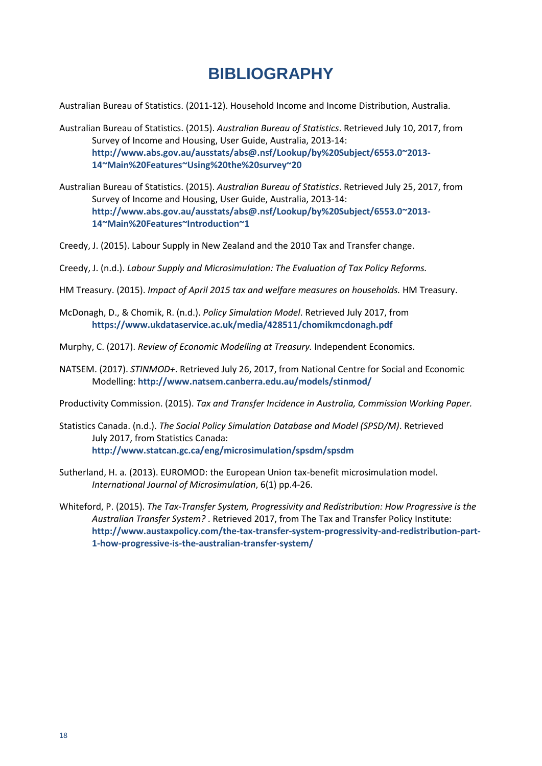# BIBLIOGRAPHY

Australian Bureau of Statistics. (2011-12). Household Income and Income Distribution, Australia.

Australian Bureau of Statistics. (2015). *Australian Bureau of Statistics*. Retrieved July 10, 2017, from Survey of Income and Housing, User Guide, Australia, 2013-14: **http://www.abs.gov.au/ausstats/abs@.nsf/Lookup/by%20Subject/6553.0~2013-14~Main%20Features~Using%20the%20survey~20**

Australian Bureau of Statistics. (2015). *Australian Bureau of Statistics*. Retrieved July 25, 2017, from Survey of Income and Housing, User Guide, Australia, 2013-14: **http://www.abs.gov.au/ausstats/abs@.nsf/Lookup/by%20Subject/6553.0~2013-14~Main%20Features~Introduction~1**

Creedy, J. (2015). Labour Supply in New Zealand and the 2010 Tax and Transfer change.

Creedy, J. (n.d.). *Labour Supply and Microsimulation: The Evaluation of Tax Policy Reforms.*

HM Treasury. (2015). *Impact of April 2015 tax and welfare measures on households.* HM Treasury.

McDonagh, D., & Chomik, R. (n.d.). *Policy Simulation Model*. Retrieved July 2017, from **https://www.ukdataservice.ac.uk/media/428511/chomikmcdonagh.pdf**

Murphy, C. (2017). *Review of Economic Modelling at Treasury.* Independent Economics.

NATSEM. (2017). *STINMOD+*. Retrieved July 26, 2017, from National Centre for Social and Economic Modelling: **http://www.natsem.canberra.edu.au/models/stinmod/**

Productivity Commission. (2015). *Tax and Transfer Incidence in Australia, Commission Working Paper.*

Statistics Canada. (n.d.). *The Social Policy Simulation Database and Model (SPSD/M)*. Retrieved July 2017, from Statistics Canada: **http://www.statcan.gc.ca/eng/microsimulation/spsdm/spsdm**

Sutherland, H. a. (2013). EUROMOD: the European Union tax-benefit microsimulation model. *International Journal of Microsimulation*, 6(1) pp.4-26.

Whiteford, P. (2015). *The Tax-Transfer System, Progressivity and Redistribution: How Progressive is the Australian Transfer System?* . Retrieved 2017, from The Tax and Transfer Policy Institute: **http://www.austaxpolicy.com/the-tax-transfer-system-progressivity-and-redistribution-part-1-how-progressive-is-the-australian-transfer-system/**